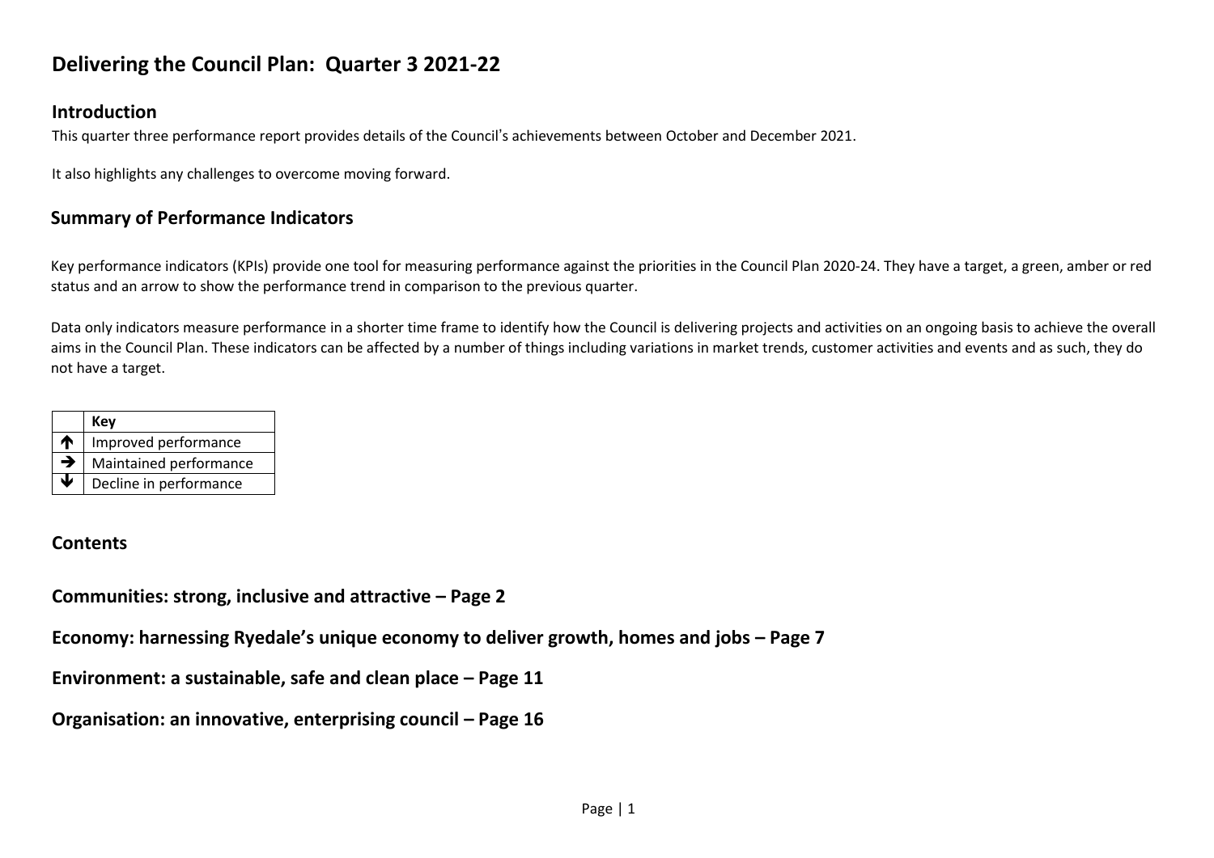# Delivering the Council Plan: Quarter 3 2021-22

## Introduction

This quarter three performance report provides details of the Council's achievements between October and December 2021.

It also highlights any challenges to overcome moving forward.

## Summary of Performance Indicators

Key performance indicators (KPIs) provide one tool for measuring performance against the priorities in the Council Plan 2020-24. They have a target, a green, amber or red status and an arrow to show the performance trend in comparison to the previous quarter.

Data only indicators measure performance in a shorter time frame to identify how the Council is delivering projects and activities on an ongoing basis to achieve the overall aims in the Council Plan. These indicators can be affected by a number of things including variations in market trends, customer activities and events and as such, they do not have a target.

| | Key |
|---|---|
| ↑ | Improved performance |
| → | Maintained performance |
| ↓ | Decline in performance |

## Contents

**Communities: strong, inclusive and attractive – Page 2**

**Economy: harnessing Ryedale's unique economy to deliver growth, homes and jobs – Page 7**

**Environment: a sustainable, safe and clean place – Page 11**

**Organisation: an innovative, enterprising council – Page 16**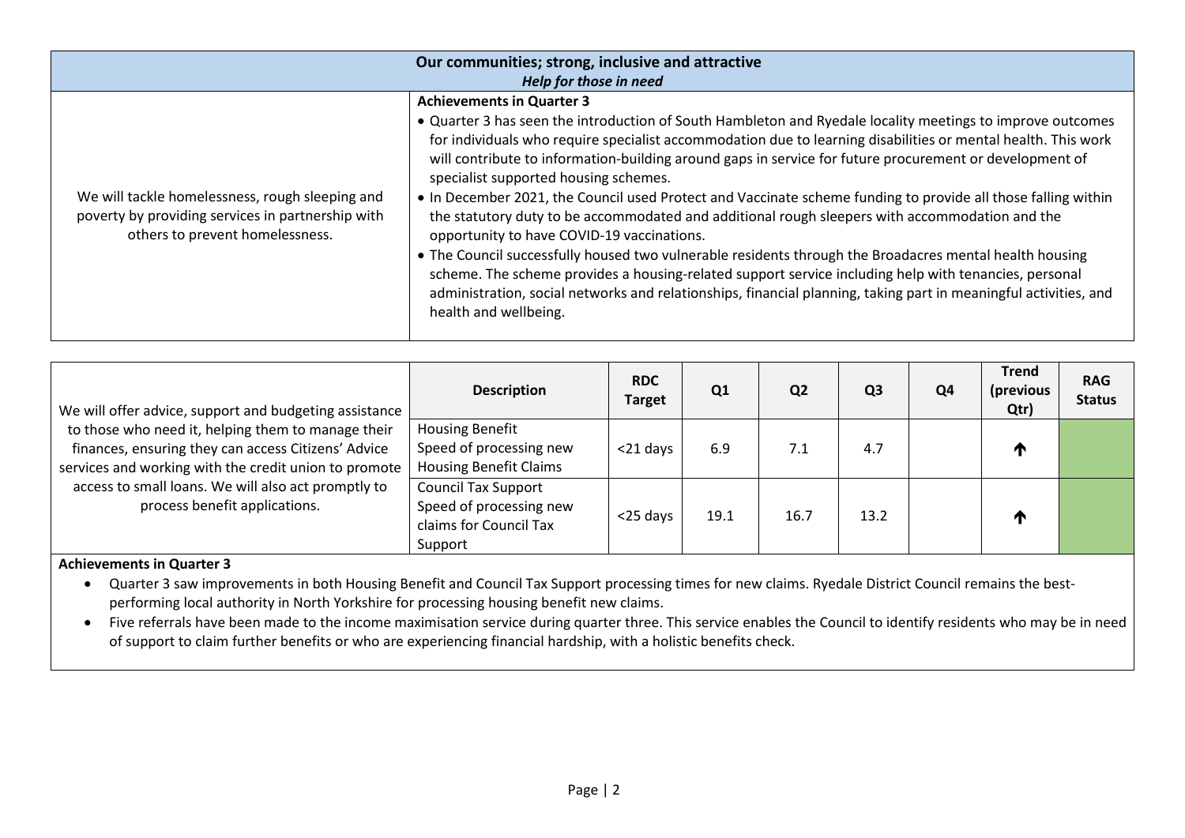## Our communities; strong, inclusive and attractive

### *Help for those in need*

| | |
|---|---|
| We will tackle homelessness, rough sleeping and poverty by providing services in partnership with others to prevent homelessness. | **Achievements in Quarter 3**<br>• Quarter 3 has seen the introduction of South Hambleton and Ryedale locality meetings to improve outcomes for individuals who require specialist accommodation due to learning disabilities or mental health. This work will contribute to information-building around gaps in service for future procurement or development of specialist supported housing schemes.<br>• In December 2021, the Council used Protect and Vaccinate scheme funding to provide all those falling within the statutory duty to be accommodated and additional rough sleepers with accommodation and the opportunity to have COVID-19 vaccinations.<br>• The Council successfully housed two vulnerable residents through the Broadacres mental health housing scheme. The scheme provides a housing-related support service including help with tenancies, personal administration, social networks and relationships, financial planning, taking part in meaningful activities, and health and wellbeing. |

| | Description | RDC Target | Q1 | Q2 | Q3 | Q4 | Trend (previous Qtr) | RAG Status |
|---|---|---|---|---|---|---|---|---|
| We will offer advice, support and budgeting assistance to those who need it, helping them to manage their finances, ensuring they can access Citizens' Advice services and working with the credit union to promote access to small loans. We will also act promptly to process benefit applications. | Housing Benefit Speed of processing new Housing Benefit Claims | <21 days | 6.9 | 7.1 | 4.7 | | ↑ | Green |
| | Council Tax Support Speed of processing new claims for Council Tax Support | <25 days | 19.1 | 16.7 | 13.2 | | ↑ | Green |

**Achievements in Quarter 3**

- Quarter 3 saw improvements in both Housing Benefit and Council Tax Support processing times for new claims. Ryedale District Council remains the best-performing local authority in North Yorkshire for processing housing benefit new claims.
- Five referrals have been made to the income maximisation service during quarter three. This service enables the Council to identify residents who may be in need of support to claim further benefits or who are experiencing financial hardship, with a holistic benefits check.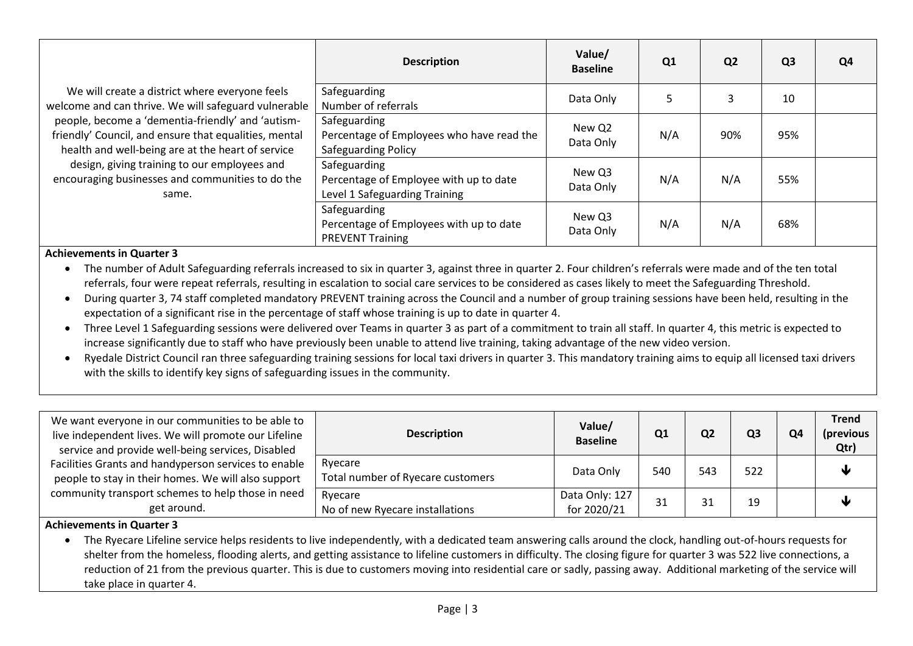| | Description | Value/ Baseline | Q1 | Q2 | Q3 | Q4 |
|---|---|---|---|---|---|---|
| We will create a district where everyone feels welcome and can thrive. We will safeguard vulnerable people, become a 'dementia-friendly' and 'autism-friendly' Council, and ensure that equalities, mental health and well-being are at the heart of service design, giving training to our employees and encouraging businesses and communities to do the same. | Safeguarding Number of referrals | Data Only | 5 | 3 | 10 | |
| | Safeguarding Percentage of Employees who have read the Safeguarding Policy | New Q2 Data Only | N/A | 90% | 95% | |
| | Safeguarding Percentage of Employee with up to date Level 1 Safeguarding Training | New Q3 Data Only | N/A | N/A | 55% | |
| | Safeguarding Percentage of Employees with up to date PREVENT Training | New Q3 Data Only | N/A | N/A | 68% | |

**Achievements in Quarter 3**

- The number of Adult Safeguarding referrals increased to six in quarter 3, against three in quarter 2. Four children's referrals were made and of the ten total referrals, four were repeat referrals, resulting in escalation to social care services to be considered as cases likely to meet the Safeguarding Threshold.
- During quarter 3, 74 staff completed mandatory PREVENT training across the Council and a number of group training sessions have been held, resulting in the expectation of a significant rise in the percentage of staff whose training is up to date in quarter 4.
- Three Level 1 Safeguarding sessions were delivered over Teams in quarter 3 as part of a commitment to train all staff. In quarter 4, this metric is expected to increase significantly due to staff who have previously been unable to attend live training, taking advantage of the new video version.
- Ryedale District Council ran three safeguarding training sessions for local taxi drivers in quarter 3. This mandatory training aims to equip all licensed taxi drivers with the skills to identify key signs of safeguarding issues in the community.

| | Description | Value/ Baseline | Q1 | Q2 | Q3 | Q4 | Trend (previous Qtr) |
|---|---|---|---|---|---|---|---|
| We want everyone in our communities to be able to live independent lives. We will promote our Lifeline service and provide well-being services, Disabled Facilities Grants and handyperson services to enable people to stay in their homes. We will also support community transport schemes to help those in need get around. | Ryecare Total number of Ryecare customers | Data Only | 540 | 543 | 522 | | ↓ |
| | Ryecare No of new Ryecare installations | Data Only: 127 for 2020/21 | 31 | 31 | 19 | | ↓ |

**Achievements in Quarter 3**

- The Ryecare Lifeline service helps residents to live independently, with a dedicated team answering calls around the clock, handling out-of-hours requests for shelter from the homeless, flooding alerts, and getting assistance to lifeline customers in difficulty. The closing figure for quarter 3 was 522 live connections, a reduction of 21 from the previous quarter. This is due to customers moving into residential care or sadly, passing away. Additional marketing of the service will take place in quarter 4.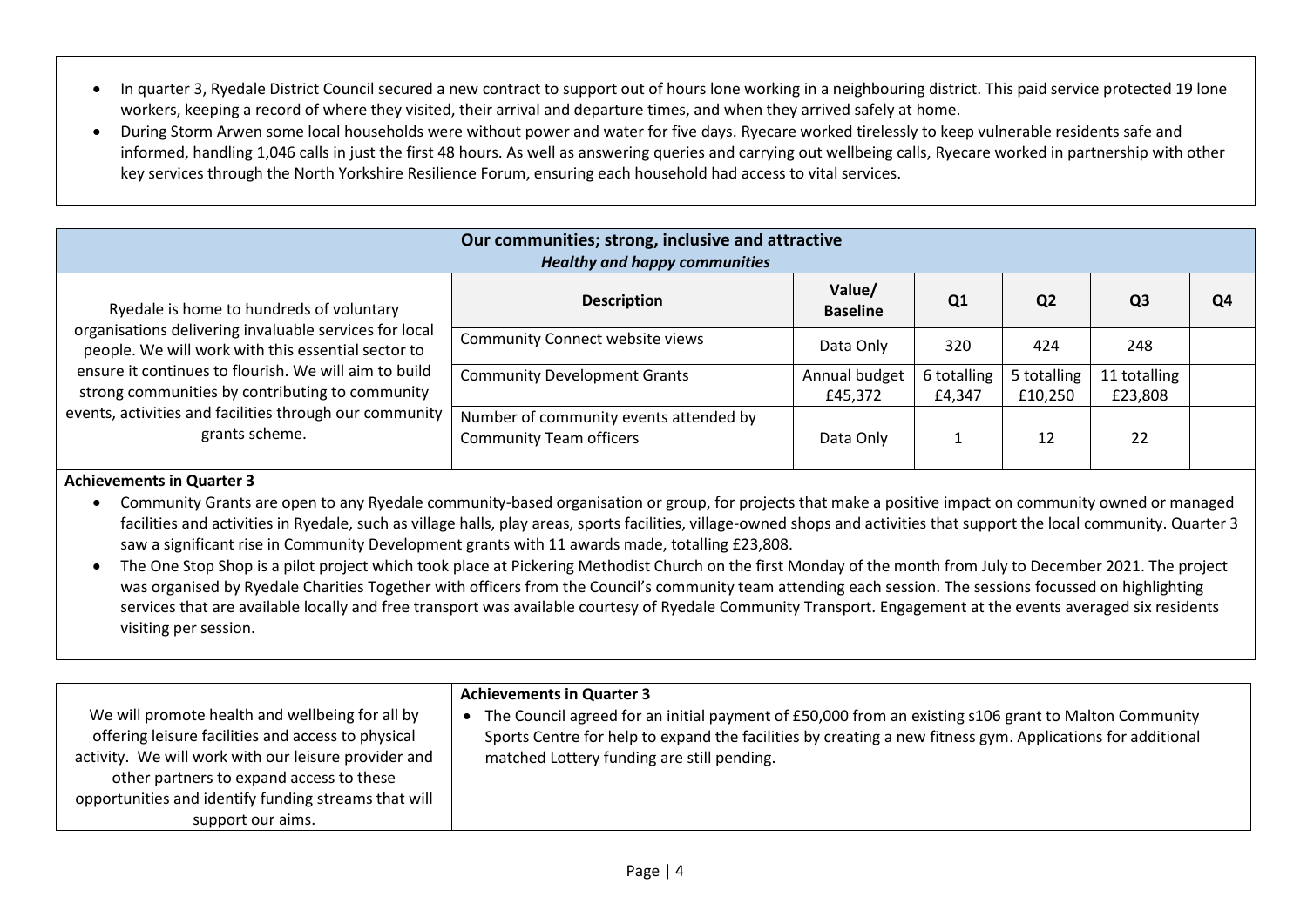- In quarter 3, Ryedale District Council secured a new contract to support out of hours lone working in a neighbouring district. This paid service protected 19 lone workers, keeping a record of where they visited, their arrival and departure times, and when they arrived safely at home.
- During Storm Arwen some local households were without power and water for five days. Ryecare worked tirelessly to keep vulnerable residents safe and informed, handling 1,046 calls in just the first 48 hours. As well as answering queries and carrying out wellbeing calls, Ryecare worked in partnership with other key services through the North Yorkshire Resilience Forum, ensuring each household had access to vital services.

## Our communities; strong, inclusive and attractive

### *Healthy and happy communities*

Ryedale is home to hundreds of voluntary organisations delivering invaluable services for local people. We will work with this essential sector to ensure it continues to flourish. We will aim to build strong communities by contributing to community events, activities and facilities through our community grants scheme.

| Description | Value/ Baseline | Q1 | Q2 | Q3 | Q4 |
|---|---|---|---|---|---|
| Community Connect website views | Data Only | 320 | 424 | 248 | |
| Community Development Grants | Annual budget £45,372 | 6 totalling £4,347 | 5 totalling £10,250 | 11 totalling £23,808 | |
| Number of community events attended by Community Team officers | Data Only | 1 | 12 | 22 | |

**Achievements in Quarter 3**

- Community Grants are open to any Ryedale community-based organisation or group, for projects that make a positive impact on community owned or managed facilities and activities in Ryedale, such as village halls, play areas, sports facilities, village-owned shops and activities that support the local community. Quarter 3 saw a significant rise in Community Development grants with 11 awards made, totalling £23,808.
- The One Stop Shop is a pilot project which took place at Pickering Methodist Church on the first Monday of the month from July to December 2021. The project was organised by Ryedale Charities Together with officers from the Council's community team attending each session. The sessions focussed on highlighting services that are available locally and free transport was available courtesy of Ryedale Community Transport. Engagement at the events averaged six residents visiting per session.

We will promote health and wellbeing for all by offering leisure facilities and access to physical activity. We will work with our leisure provider and other partners to expand access to these opportunities and identify funding streams that will support our aims.

**Achievements in Quarter 3**

- The Council agreed for an initial payment of £50,000 from an existing s106 grant to Malton Community Sports Centre for help to expand the facilities by creating a new fitness gym. Applications for additional matched Lottery funding are still pending.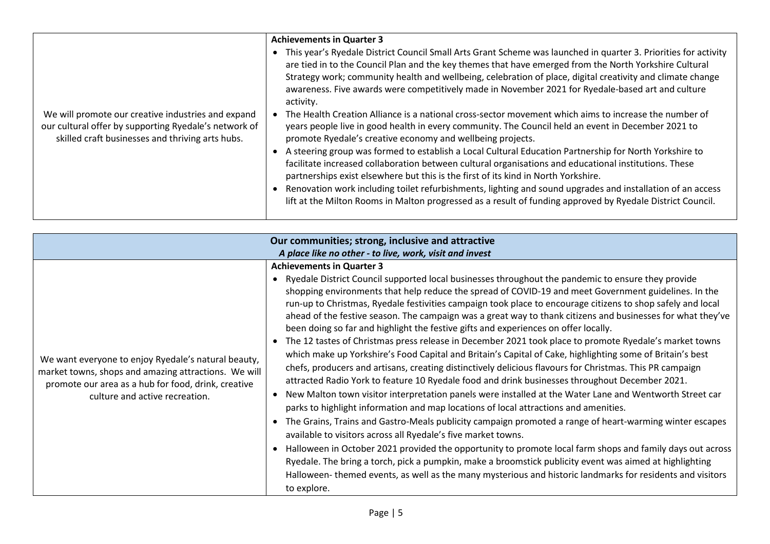| | |
|---|---|
| We will promote our creative industries and expand our cultural offer by supporting Ryedale's network of skilled craft businesses and thriving arts hubs. | **Achievements in Quarter 3**<br>• This year's Ryedale District Council Small Arts Grant Scheme was launched in quarter 3. Priorities for activity are tied in to the Council Plan and the key themes that have emerged from the North Yorkshire Cultural Strategy work; community health and wellbeing, celebration of place, digital creativity and climate change awareness. Five awards were competitively made in November 2021 for Ryedale-based art and culture activity.<br>• The Health Creation Alliance is a national cross-sector movement which aims to increase the number of years people live in good health in every community. The Council held an event in December 2021 to promote Ryedale's creative economy and wellbeing projects.<br>• A steering group was formed to establish a Local Cultural Education Partnership for North Yorkshire to facilitate increased collaboration between cultural organisations and educational institutions. These partnerships exist elsewhere but this is the first of its kind in North Yorkshire.<br>• Renovation work including toilet refurbishments, lighting and sound upgrades and installation of an access lift at the Milton Rooms in Malton progressed as a result of funding approved by Ryedale District Council. |

| **Our communities; strong, inclusive and attractive**<br>***A place like no other - to live, work, visit and invest*** | |
|---|---|
| We want everyone to enjoy Ryedale's natural beauty, market towns, shops and amazing attractions. We will promote our area as a hub for food, drink, creative culture and active recreation. | **Achievements in Quarter 3**<br>• Ryedale District Council supported local businesses throughout the pandemic to ensure they provide shopping environments that help reduce the spread of COVID-19 and meet Government guidelines. In the run-up to Christmas, Ryedale festivities campaign took place to encourage citizens to shop safely and local ahead of the festive season. The campaign was a great way to thank citizens and businesses for what they've been doing so far and highlight the festive gifts and experiences on offer locally.<br>• The 12 tastes of Christmas press release in December 2021 took place to promote Ryedale's market towns which make up Yorkshire's Food Capital and Britain's Capital of Cake, highlighting some of Britain's best chefs, producers and artisans, creating distinctively delicious flavours for Christmas. This PR campaign attracted Radio York to feature 10 Ryedale food and drink businesses throughout December 2021.<br>• New Malton town visitor interpretation panels were installed at the Water Lane and Wentworth Street car parks to highlight information and map locations of local attractions and amenities.<br>• The Grains, Trains and Gastro-Meals publicity campaign promoted a range of heart-warming winter escapes available to visitors across all Ryedale's five market towns.<br>• Halloween in October 2021 provided the opportunity to promote local farm shops and family days out across Ryedale. The bring a torch, pick a pumpkin, make a broomstick publicity event was aimed at highlighting Halloween- themed events, as well as the many mysterious and historic landmarks for residents and visitors to explore. |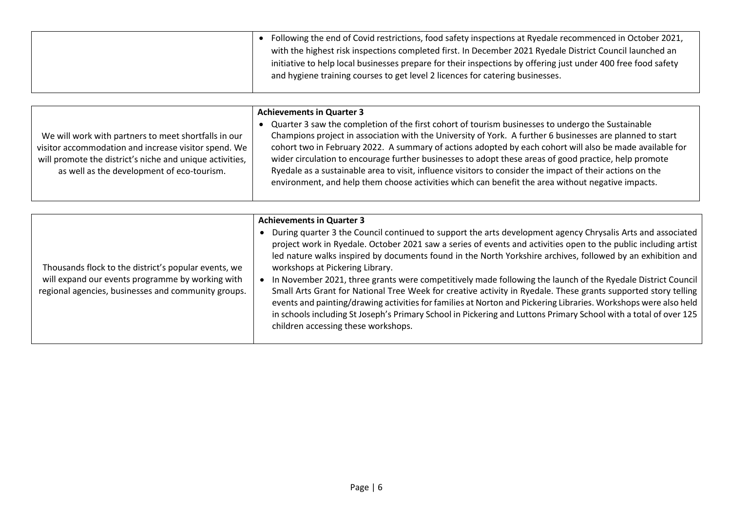| | |
|---|---|
| | • Following the end of Covid restrictions, food safety inspections at Ryedale recommenced in October 2021, with the highest risk inspections completed first. In December 2021 Ryedale District Council launched an initiative to help local businesses prepare for their inspections by offering just under 400 free food safety and hygiene training courses to get level 2 licences for catering businesses. |

| | |
|---|---|
| We will work with partners to meet shortfalls in our visitor accommodation and increase visitor spend. We will promote the district's niche and unique activities, as well as the development of eco-tourism. | **Achievements in Quarter 3**<br>• Quarter 3 saw the completion of the first cohort of tourism businesses to undergo the Sustainable Champions project in association with the University of York. A further 6 businesses are planned to start cohort two in February 2022. A summary of actions adopted by each cohort will also be made available for wider circulation to encourage further businesses to adopt these areas of good practice, help promote Ryedale as a sustainable area to visit, influence visitors to consider the impact of their actions on the environment, and help them choose activities which can benefit the area without negative impacts. |

| | |
|---|---|
| Thousands flock to the district's popular events, we will expand our events programme by working with regional agencies, businesses and community groups. | **Achievements in Quarter 3**<br>• During quarter 3 the Council continued to support the arts development agency Chrysalis Arts and associated project work in Ryedale. October 2021 saw a series of events and activities open to the public including artist led nature walks inspired by documents found in the North Yorkshire archives, followed by an exhibition and workshops at Pickering Library.<br>• In November 2021, three grants were competitively made following the launch of the Ryedale District Council Small Arts Grant for National Tree Week for creative activity in Ryedale. These grants supported story telling events and painting/drawing activities for families at Norton and Pickering Libraries. Workshops were also held in schools including St Joseph's Primary School in Pickering and Luttons Primary School with a total of over 125 children accessing these workshops. |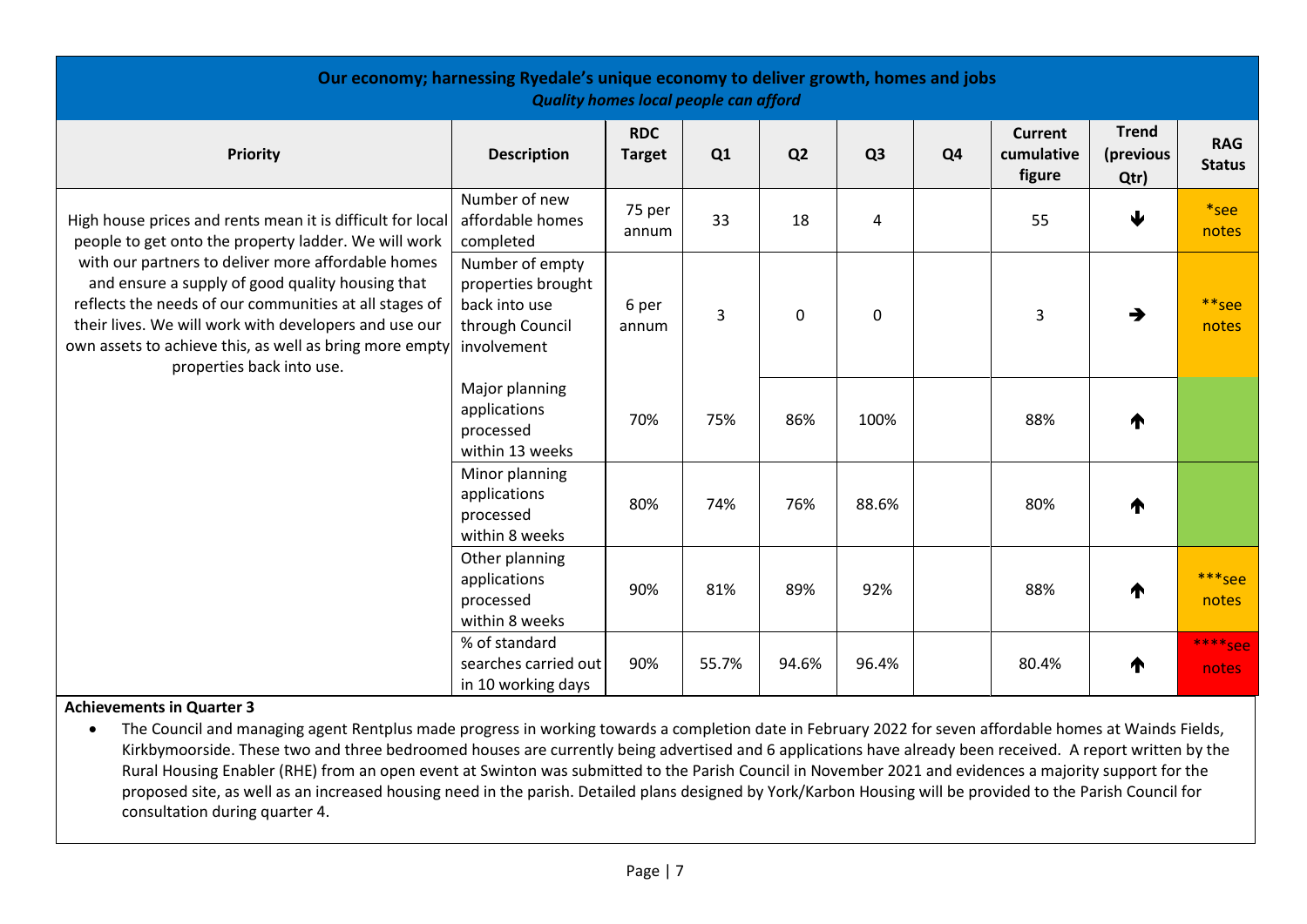## Our economy; harnessing Ryedale's unique economy to deliver growth, homes and jobs

***Quality homes local people can afford***

| Priority | Description | RDC Target | Q1 | Q2 | Q3 | Q4 | Current cumulative figure | Trend (previous Qtr) | RAG Status |
|---|---|---|---|---|---|---|---|---|---|
| High house prices and rents mean it is difficult for local people to get onto the property ladder. We will work with our partners to deliver more affordable homes and ensure a supply of good quality housing that reflects the needs of our communities at all stages of their lives. We will work with developers and use our own assets to achieve this, as well as bring more empty properties back into use. | Number of new affordable homes completed | 75 per annum | 33 | 18 | 4 | | 55 | ↓ | *see notes |
| | Number of empty properties brought back into use through Council involvement | 6 per annum | 3 | 0 | 0 | | 3 | → | **see notes |
| | Major planning applications processed within 13 weeks | 70% | 75% | 86% | 100% | | 88% | ↑ | |
| | Minor planning applications processed within 8 weeks | 80% | 74% | 76% | 88.6% | | 80% | ↑ | |
| | Other planning applications processed within 8 weeks | 90% | 81% | 89% | 92% | | 88% | ↑ | ***see notes |
| | % of standard searches carried out in 10 working days | 90% | 55.7% | 94.6% | 96.4% | | 80.4% | ↑ | ****see notes |

**Achievements in Quarter 3**

- The Council and managing agent Rentplus made progress in working towards a completion date in February 2022 for seven affordable homes at Wainds Fields, Kirkbymoorside. These two and three bedroomed houses are currently being advertised and 6 applications have already been received. A report written by the Rural Housing Enabler (RHE) from an open event at Swinton was submitted to the Parish Council in November 2021 and evidences a majority support for the proposed site, as well as an increased housing need in the parish. Detailed plans designed by York/Karbon Housing will be provided to the Parish Council for consultation during quarter 4.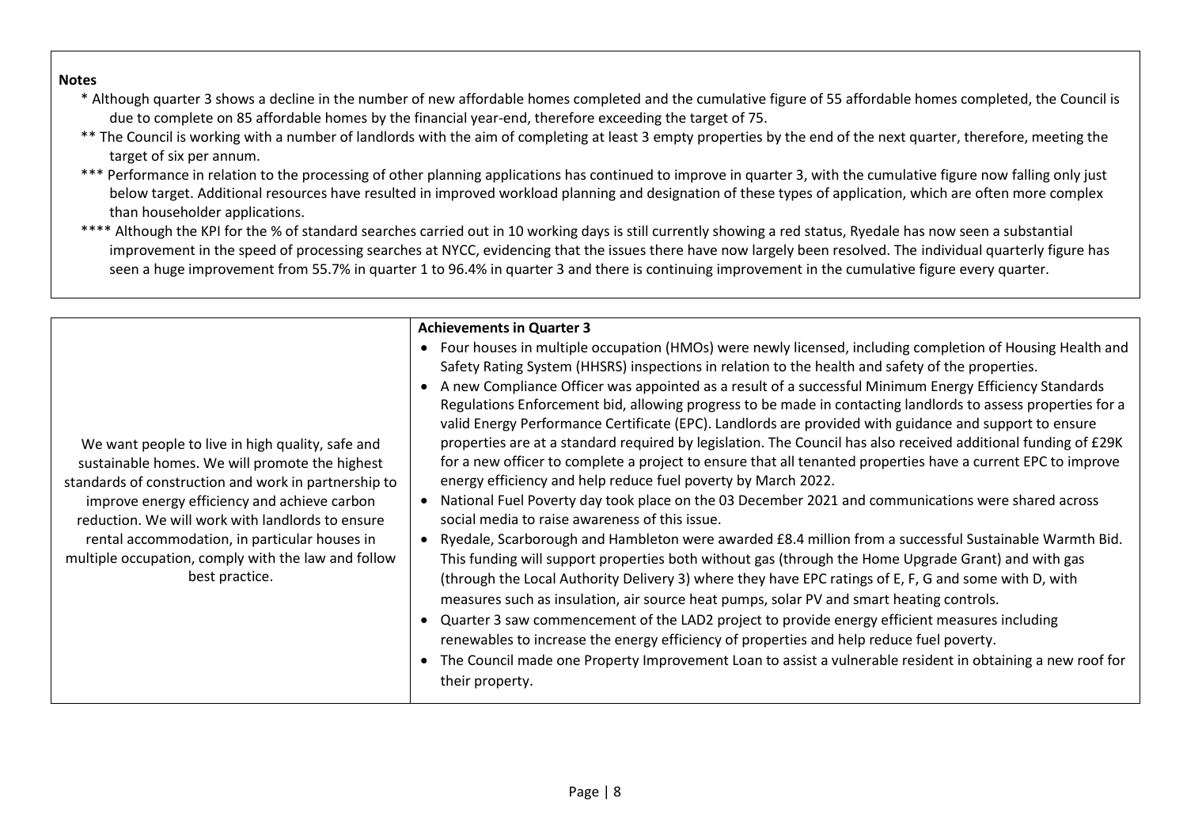**Notes**

\* Although quarter 3 shows a decline in the number of new affordable homes completed and the cumulative figure of 55 affordable homes completed, the Council is due to complete on 85 affordable homes by the financial year-end, therefore exceeding the target of 75.

\*\* The Council is working with a number of landlords with the aim of completing at least 3 empty properties by the end of the next quarter, therefore, meeting the target of six per annum.

\*\*\* Performance in relation to the processing of other planning applications has continued to improve in quarter 3, with the cumulative figure now falling only just below target. Additional resources have resulted in improved workload planning and designation of these types of application, which are often more complex than householder applications.

\*\*\*\* Although the KPI for the % of standard searches carried out in 10 working days is still currently showing a red status, Ryedale has now seen a substantial improvement in the speed of processing searches at NYCC, evidencing that the issues there have now largely been resolved. The individual quarterly figure has seen a huge improvement from 55.7% in quarter 1 to 96.4% in quarter 3 and there is continuing improvement in the cumulative figure every quarter.

| | **Achievements in Quarter 3** |
|---|---|
| We want people to live in high quality, safe and sustainable homes. We will promote the highest standards of construction and work in partnership to improve energy efficiency and achieve carbon reduction. We will work with landlords to ensure rental accommodation, in particular houses in multiple occupation, comply with the law and follow best practice. | • Four houses in multiple occupation (HMOs) were newly licensed, including completion of Housing Health and Safety Rating System (HHSRS) inspections in relation to the health and safety of the properties.<br>• A new Compliance Officer was appointed as a result of a successful Minimum Energy Efficiency Standards Regulations Enforcement bid, allowing progress to be made in contacting landlords to assess properties for a valid Energy Performance Certificate (EPC). Landlords are provided with guidance and support to ensure properties are at a standard required by legislation. The Council has also received additional funding of £29K for a new officer to complete a project to ensure that all tenanted properties have a current EPC to improve energy efficiency and help reduce fuel poverty by March 2022.<br>• National Fuel Poverty day took place on the 03 December 2021 and communications were shared across social media to raise awareness of this issue.<br>• Ryedale, Scarborough and Hambleton were awarded £8.4 million from a successful Sustainable Warmth Bid. This funding will support properties both without gas (through the Home Upgrade Grant) and with gas (through the Local Authority Delivery 3) where they have EPC ratings of E, F, G and some with D, with measures such as insulation, air source heat pumps, solar PV and smart heating controls.<br>• Quarter 3 saw commencement of the LAD2 project to provide energy efficient measures including renewables to increase the energy efficiency of properties and help reduce fuel poverty.<br>• The Council made one Property Improvement Loan to assist a vulnerable resident in obtaining a new roof for their property. |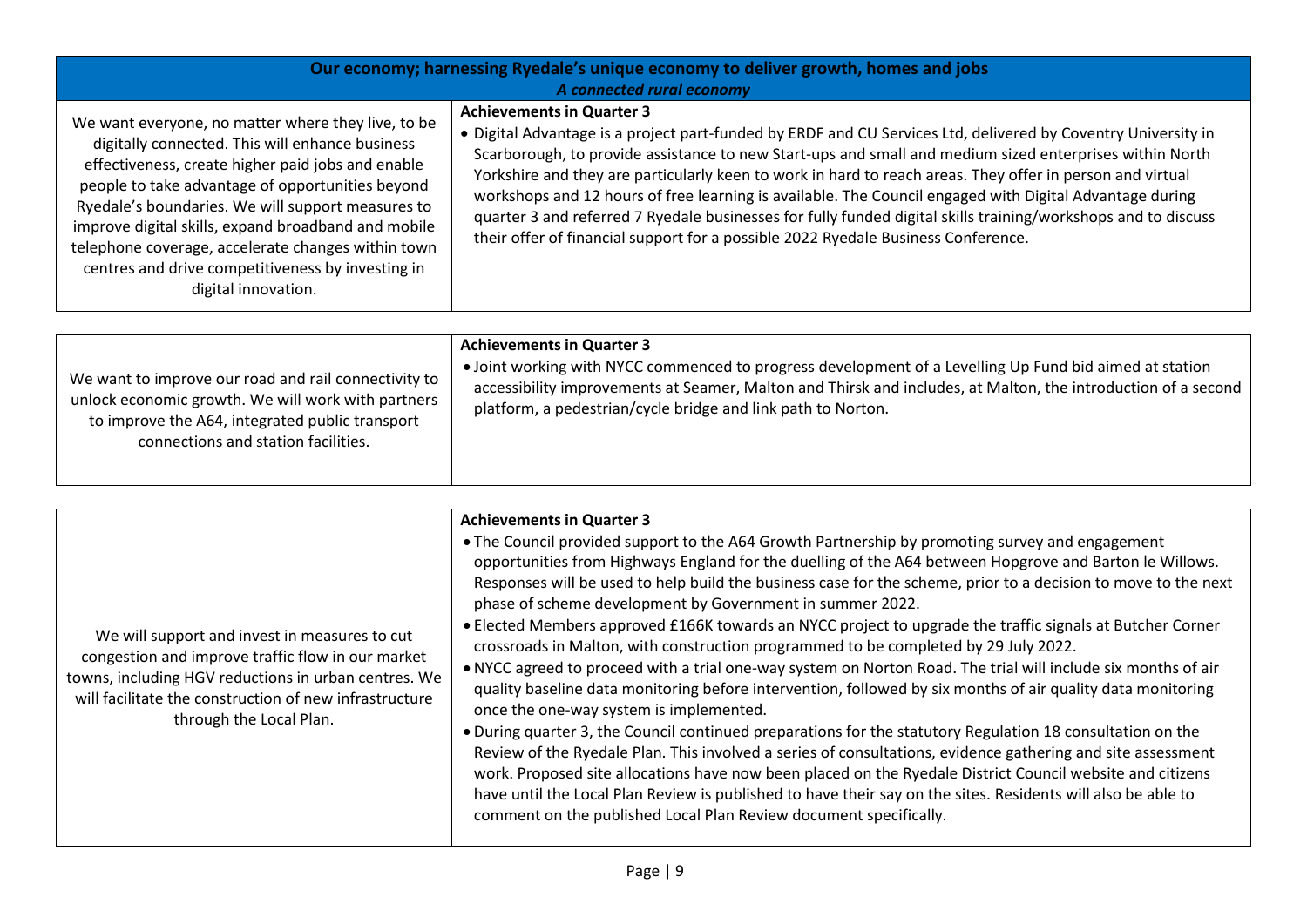## Our economy; harnessing Ryedale's unique economy to deliver growth, homes and jobs

*A connected rural economy*

| Objective | Achievements in Quarter 3 |
| --- | --- |
| We want everyone, no matter where they live, to be digitally connected. This will enhance business effectiveness, create higher paid jobs and enable people to take advantage of opportunities beyond Ryedale's boundaries. We will support measures to improve digital skills, expand broadband and mobile telephone coverage, accelerate changes within town centres and drive competitiveness by investing in digital innovation. | **Achievements in Quarter 3**<br>• Digital Advantage is a project part-funded by ERDF and CU Services Ltd, delivered by Coventry University in Scarborough, to provide assistance to new Start-ups and small and medium sized enterprises within North Yorkshire and they are particularly keen to work in hard to reach areas. They offer in person and virtual workshops and 12 hours of free learning is available. The Council engaged with Digital Advantage during quarter 3 and referred 7 Ryedale businesses for fully funded digital skills training/workshops and to discuss their offer of financial support for a possible 2022 Ryedale Business Conference. |
| We want to improve our road and rail connectivity to unlock economic growth. We will work with partners to improve the A64, integrated public transport connections and station facilities. | **Achievements in Quarter 3**<br>• Joint working with NYCC commenced to progress development of a Levelling Up Fund bid aimed at station accessibility improvements at Seamer, Malton and Thirsk and includes, at Malton, the introduction of a second platform, a pedestrian/cycle bridge and link path to Norton. |
| We will support and invest in measures to cut congestion and improve traffic flow in our market towns, including HGV reductions in urban centres. We will facilitate the construction of new infrastructure through the Local Plan. | **Achievements in Quarter 3**<br>• The Council provided support to the A64 Growth Partnership by promoting survey and engagement opportunities from Highways England for the duelling of the A64 between Hopgrove and Barton le Willows. Responses will be used to help build the business case for the scheme, prior to a decision to move to the next phase of scheme development by Government in summer 2022.<br>• Elected Members approved £166K towards an NYCC project to upgrade the traffic signals at Butcher Corner crossroads in Malton, with construction programmed to be completed by 29 July 2022.<br>• NYCC agreed to proceed with a trial one-way system on Norton Road. The trial will include six months of air quality baseline data monitoring before intervention, followed by six months of air quality data monitoring once the one-way system is implemented.<br>• During quarter 3, the Council continued preparations for the statutory Regulation 18 consultation on the Review of the Ryedale Plan. This involved a series of consultations, evidence gathering and site assessment work. Proposed site allocations have now been placed on the Ryedale District Council website and citizens have until the Local Plan Review is published to have their say on the sites. Residents will also be able to comment on the published Local Plan Review document specifically. |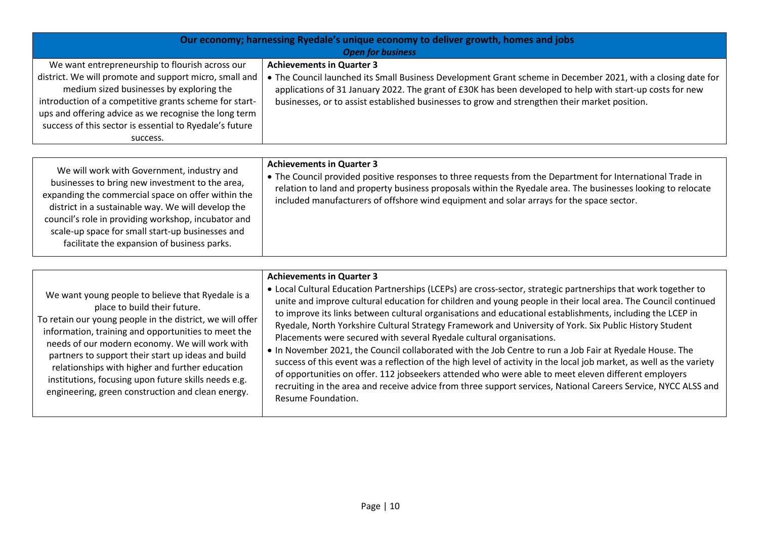## Our economy; harnessing Ryedale's unique economy to deliver growth, homes and jobs

### *Open for business*

| | |
|---|---|
| We want entrepreneurship to flourish across our district. We will promote and support micro, small and medium sized businesses by exploring the introduction of a competitive grants scheme for start-ups and offering advice as we recognise the long term success of this sector is essential to Ryedale's future success. | **Achievements in Quarter 3**<br>• The Council launched its Small Business Development Grant scheme in December 2021, with a closing date for applications of 31 January 2022. The grant of £30K has been developed to help with start-up costs for new businesses, or to assist established businesses to grow and strengthen their market position. |

| | |
|---|---|
| We will work with Government, industry and businesses to bring new investment to the area, expanding the commercial space on offer within the district in a sustainable way. We will develop the council's role in providing workshop, incubator and scale-up space for small start-up businesses and facilitate the expansion of business parks. | **Achievements in Quarter 3**<br>• The Council provided positive responses to three requests from the Department for International Trade in relation to land and property business proposals within the Ryedale area. The businesses looking to relocate included manufacturers of offshore wind equipment and solar arrays for the space sector. |

| | |
|---|---|
| We want young people to believe that Ryedale is a place to build their future.<br>To retain our young people in the district, we will offer information, training and opportunities to meet the needs of our modern economy. We will work with partners to support their start up ideas and build relationships with higher and further education institutions, focusing upon future skills needs e.g. engineering, green construction and clean energy. | **Achievements in Quarter 3**<br>• Local Cultural Education Partnerships (LCEPs) are cross-sector, strategic partnerships that work together to unite and improve cultural education for children and young people in their local area. The Council continued to improve its links between cultural organisations and educational establishments, including the LCEP in Ryedale, North Yorkshire Cultural Strategy Framework and University of York. Six Public History Student Placements were secured with several Ryedale cultural organisations.<br>• In November 2021, the Council collaborated with the Job Centre to run a Job Fair at Ryedale House. The success of this event was a reflection of the high level of activity in the local job market, as well as the variety of opportunities on offer. 112 jobseekers attended who were able to meet eleven different employers recruiting in the area and receive advice from three support services, National Careers Service, NYCC ALSS and Resume Foundation. |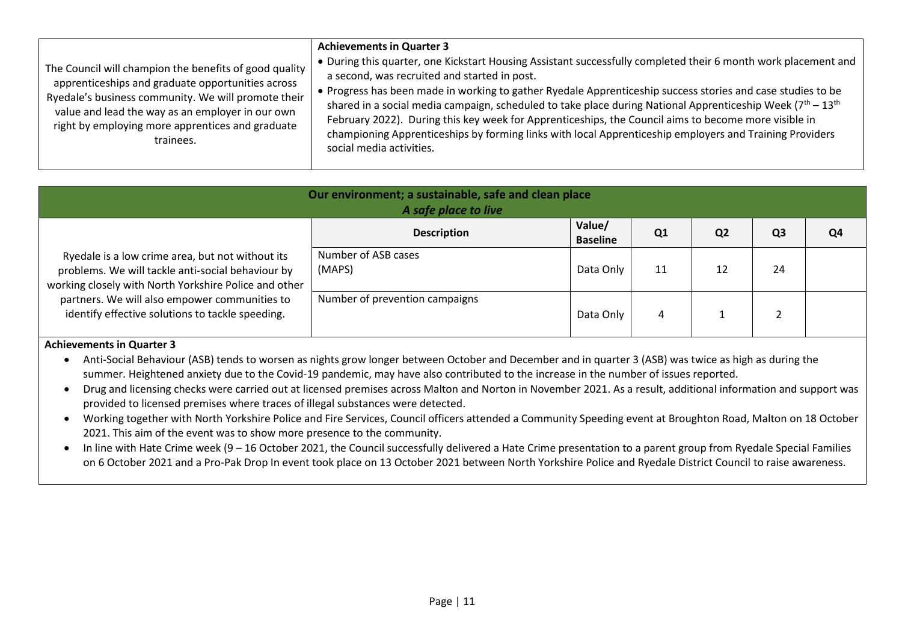| | |
|---|---|
| The Council will champion the benefits of good quality apprenticeships and graduate opportunities across Ryedale's business community. We will promote their value and lead the way as an employer in our own right by employing more apprentices and graduate trainees. | **Achievements in Quarter 3**<br>• During this quarter, one Kickstart Housing Assistant successfully completed their 6 month work placement and a second, was recruited and started in post.<br>• Progress has been made in working to gather Ryedale Apprenticeship success stories and case studies to be shared in a social media campaign, scheduled to take place during National Apprenticeship Week ($7^{th}$ – $13^{th}$ February 2022). During this key week for Apprenticeships, the Council aims to become more visible in championing Apprenticeships by forming links with local Apprenticeship employers and Training Providers social media activities. |

## Our environment; a sustainable, safe and clean place

### *A safe place to live*

| | Description | Value/ Baseline | Q1 | Q2 | Q3 | Q4 |
|---|---|---|---|---|---|---|
| Ryedale is a low crime area, but not without its problems. We will tackle anti-social behaviour by working closely with North Yorkshire Police and other partners. We will also empower communities to identify effective solutions to tackle speeding. | Number of ASB cases (MAPS) | Data Only | 11 | 12 | 24 | |
| | Number of prevention campaigns | Data Only | 4 | 1 | 2 | |

**Achievements in Quarter 3**

- Anti-Social Behaviour (ASB) tends to worsen as nights grow longer between October and December and in quarter 3 (ASB) was twice as high as during the summer. Heightened anxiety due to the Covid-19 pandemic, may have also contributed to the increase in the number of issues reported.
- Drug and licensing checks were carried out at licensed premises across Malton and Norton in November 2021. As a result, additional information and support was provided to licensed premises where traces of illegal substances were detected.
- Working together with North Yorkshire Police and Fire Services, Council officers attended a Community Speeding event at Broughton Road, Malton on 18 October 2021. This aim of the event was to show more presence to the community.
- In line with Hate Crime week (9 – 16 October 2021, the Council successfully delivered a Hate Crime presentation to a parent group from Ryedale Special Families on 6 October 2021 and a Pro-Pak Drop In event took place on 13 October 2021 between North Yorkshire Police and Ryedale District Council to raise awareness.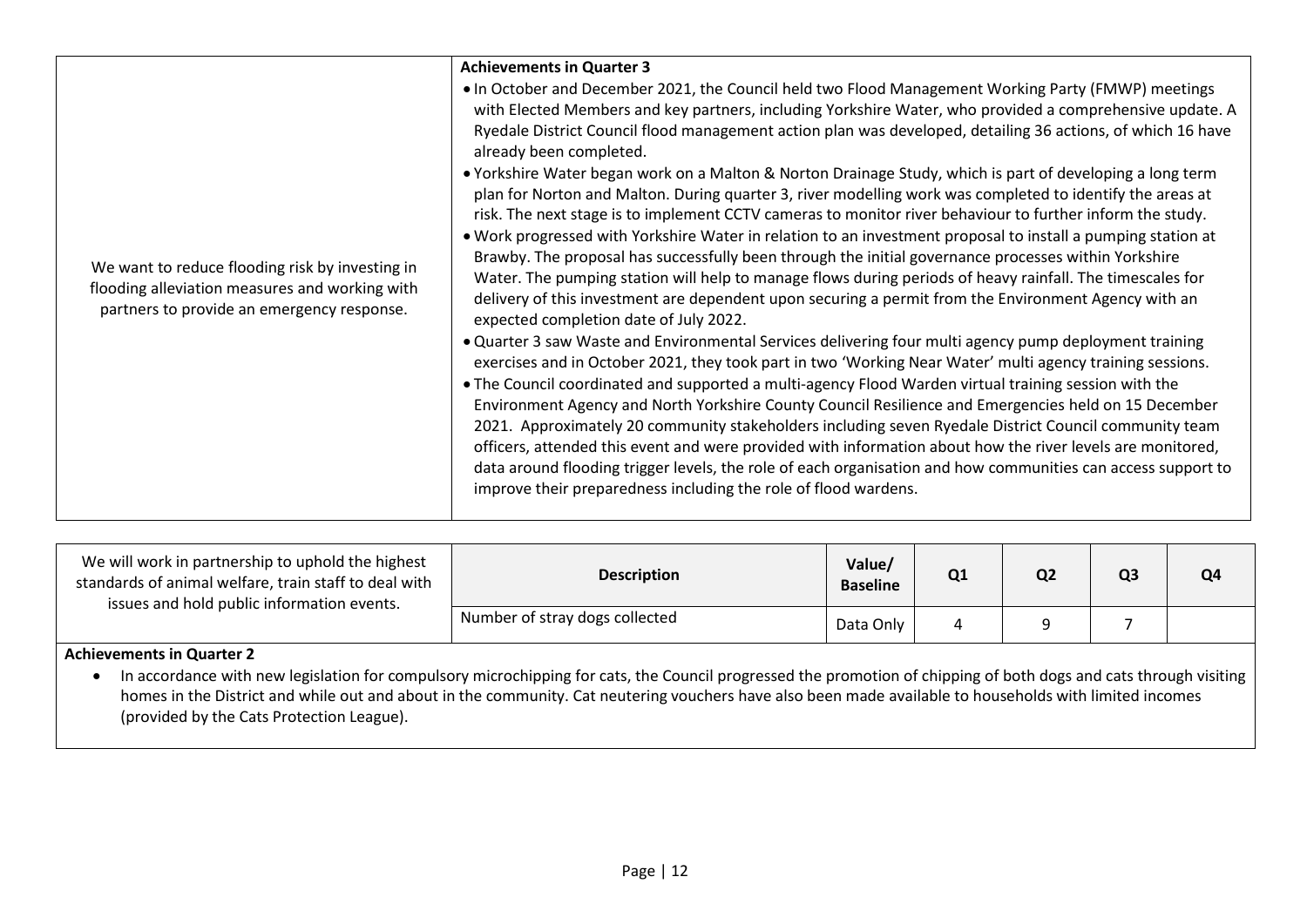| We want to reduce flooding risk by investing in flooding alleviation measures and working with partners to provide an emergency response. | **Achievements in Quarter 3**<br>• In October and December 2021, the Council held two Flood Management Working Party (FMWP) meetings with Elected Members and key partners, including Yorkshire Water, who provided a comprehensive update. A Ryedale District Council flood management action plan was developed, detailing 36 actions, of which 16 have already been completed.<br>• Yorkshire Water began work on a Malton & Norton Drainage Study, which is part of developing a long term plan for Norton and Malton. During quarter 3, river modelling work was completed to identify the areas at risk. The next stage is to implement CCTV cameras to monitor river behaviour to further inform the study.<br>• Work progressed with Yorkshire Water in relation to an investment proposal to install a pumping station at Brawby. The proposal has successfully been through the initial governance processes within Yorkshire Water. The pumping station will help to manage flows during periods of heavy rainfall. The timescales for delivery of this investment are dependent upon securing a permit from the Environment Agency with an expected completion date of July 2022.<br>• Quarter 3 saw Waste and Environmental Services delivering four multi agency pump deployment training exercises and in October 2021, they took part in two 'Working Near Water' multi agency training sessions.<br>• The Council coordinated and supported a multi-agency Flood Warden virtual training session with the Environment Agency and North Yorkshire County Council Resilience and Emergencies held on 15 December 2021. Approximately 20 community stakeholders including seven Ryedale District Council community team officers, attended this event and were provided with information about how the river levels are monitored, data around flooding trigger levels, the role of each organisation and how communities can access support to improve their preparedness including the role of flood wardens. |
|---|---|

| We will work in partnership to uphold the highest standards of animal welfare, train staff to deal with issues and hold public information events. | Description | Value/ Baseline | Q1 | Q2 | Q3 | Q4 |
|---|---|---|---|---|---|---|
| | Number of stray dogs collected | Data Only | 4 | 9 | 7 | |

**Achievements in Quarter 2**

- In accordance with new legislation for compulsory microchipping for cats, the Council progressed the promotion of chipping of both dogs and cats through visiting homes in the District and while out and about in the community. Cat neutering vouchers have also been made available to households with limited incomes (provided by the Cats Protection League).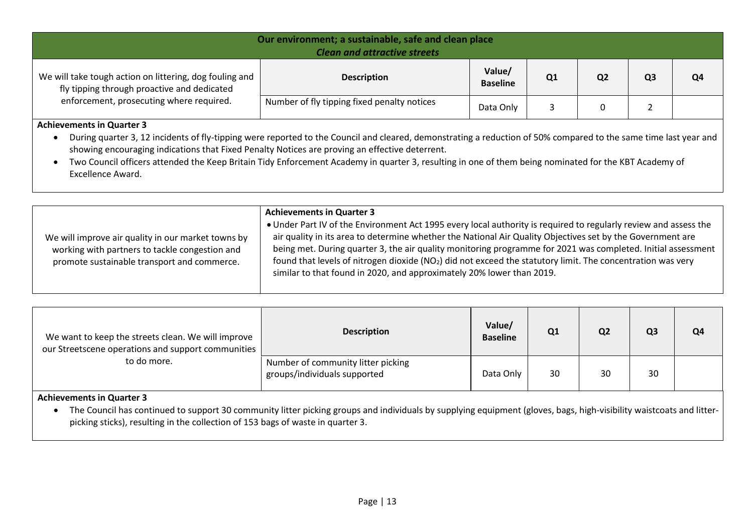## Our environment; a sustainable, safe and clean place

### *Clean and attractive streets*

| We will take tough action on littering, dog fouling and fly tipping through proactive and dedicated enforcement, prosecuting where required. | Description | Value/ Baseline | Q1 | Q2 | Q3 | Q4 |
|---|---|---|---|---|---|---|
| | Number of fly tipping fixed penalty notices | Data Only | 3 | 0 | 2 | |

**Achievements in Quarter 3**

- During quarter 3, 12 incidents of fly-tipping were reported to the Council and cleared, demonstrating a reduction of 50% compared to the same time last year and showing encouraging indications that Fixed Penalty Notices are proving an effective deterrent.
- Two Council officers attended the Keep Britain Tidy Enforcement Academy in quarter 3, resulting in one of them being nominated for the KBT Academy of Excellence Award.

We will improve air quality in our market towns by working with partners to tackle congestion and promote sustainable transport and commerce.

**Achievements in Quarter 3**

- Under Part IV of the Environment Act 1995 every local authority is required to regularly review and assess the air quality in its area to determine whether the National Air Quality Objectives set by the Government are being met. During quarter 3, the air quality monitoring programme for 2021 was completed. Initial assessment found that levels of nitrogen dioxide ($NO_2$) did not exceed the statutory limit. The concentration was very similar to that found in 2020, and approximately 20% lower than 2019.

| We want to keep the streets clean. We will improve our Streetscene operations and support communities to do more. | Description | Value/ Baseline | Q1 | Q2 | Q3 | Q4 |
|---|---|---|---|---|---|---|
| | Number of community litter picking groups/individuals supported | Data Only | 30 | 30 | 30 | |

**Achievements in Quarter 3**

- The Council has continued to support 30 community litter picking groups and individuals by supplying equipment (gloves, bags, high-visibility waistcoats and litter-picking sticks), resulting in the collection of 153 bags of waste in quarter 3.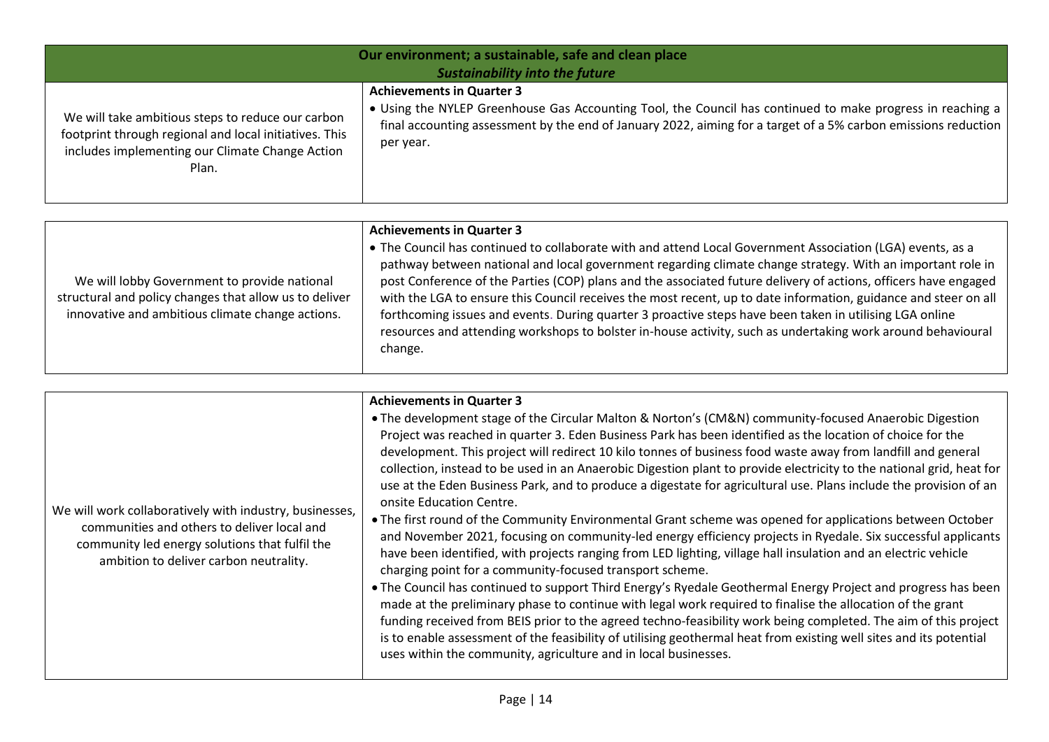| Our environment; a sustainable, safe and clean place *Sustainability into the future* | |
|---|---|
| We will take ambitious steps to reduce our carbon footprint through regional and local initiatives. This includes implementing our Climate Change Action Plan. | **Achievements in Quarter 3**<br>• Using the NYLEP Greenhouse Gas Accounting Tool, the Council has continued to make progress in reaching a final accounting assessment by the end of January 2022, aiming for a target of a 5% carbon emissions reduction per year. |

| | |
|---|---|
| We will lobby Government to provide national structural and policy changes that allow us to deliver innovative and ambitious climate change actions. | **Achievements in Quarter 3**<br>• The Council has continued to collaborate with and attend Local Government Association (LGA) events, as a pathway between national and local government regarding climate change strategy. With an important role in post Conference of the Parties (COP) plans and the associated future delivery of actions, officers have engaged with the LGA to ensure this Council receives the most recent, up to date information, guidance and steer on all forthcoming issues and events. During quarter 3 proactive steps have been taken in utilising LGA online resources and attending workshops to bolster in-house activity, such as undertaking work around behavioural change. |

| | |
|---|---|
| We will work collaboratively with industry, businesses, communities and others to deliver local and community led energy solutions that fulfil the ambition to deliver carbon neutrality. | **Achievements in Quarter 3**<br>• The development stage of the Circular Malton & Norton's (CM&N) community-focused Anaerobic Digestion Project was reached in quarter 3. Eden Business Park has been identified as the location of choice for the development. This project will redirect 10 kilo tonnes of business food waste away from landfill and general collection, instead to be used in an Anaerobic Digestion plant to provide electricity to the national grid, heat for use at the Eden Business Park, and to produce a digestate for agricultural use. Plans include the provision of an onsite Education Centre.<br>• The first round of the Community Environmental Grant scheme was opened for applications between October and November 2021, focusing on community-led energy efficiency projects in Ryedale. Six successful applicants have been identified, with projects ranging from LED lighting, village hall insulation and an electric vehicle charging point for a community-focused transport scheme.<br>• The Council has continued to support Third Energy's Ryedale Geothermal Energy Project and progress has been made at the preliminary phase to continue with legal work required to finalise the allocation of the grant funding received from BEIS prior to the agreed techno-feasibility work being completed. The aim of this project is to enable assessment of the feasibility of utilising geothermal heat from existing well sites and its potential uses within the community, agriculture and in local businesses. |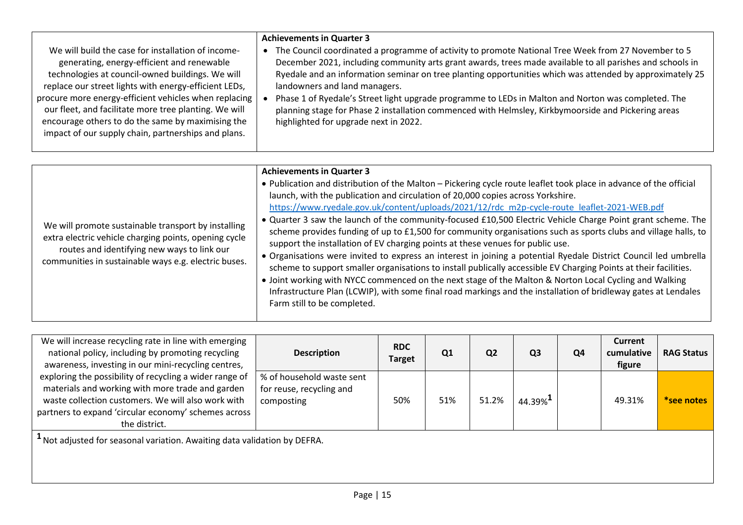| We will build the case for installation of income-generating, energy-efficient and renewable technologies at council-owned buildings. We will replace our street lights with energy-efficient LEDs, procure more energy-efficient vehicles when replacing our fleet, and facilitate more tree planting. We will encourage others to do the same by maximising the impact of our supply chain, partnerships and plans. | **Achievements in Quarter 3**<br>• The Council coordinated a programme of activity to promote National Tree Week from 27 November to 5 December 2021, including community arts grant awards, trees made available to all parishes and schools in Ryedale and an information seminar on tree planting opportunities which was attended by approximately 25 landowners and land managers.<br>• Phase 1 of Ryedale's Street light upgrade programme to LEDs in Malton and Norton was completed. The planning stage for Phase 2 installation commenced with Helmsley, Kirkbymoorside and Pickering areas highlighted for upgrade next in 2022. |
|---|---|

| We will promote sustainable transport by installing extra electric vehicle charging points, opening cycle routes and identifying new ways to link our communities in sustainable ways e.g. electric buses. | **Achievements in Quarter 3**<br>• Publication and distribution of the Malton – Pickering cycle route leaflet took place in advance of the official launch, with the publication and circulation of 20,000 copies across Yorkshire. https://www.ryedale.gov.uk/content/uploads/2021/12/rdc_m2p-cycle-route_leaflet-2021-WEB.pdf<br>• Quarter 3 saw the launch of the community-focused £10,500 Electric Vehicle Charge Point grant scheme. The scheme provides funding of up to £1,500 for community organisations such as sports clubs and village halls, to support the installation of EV charging points at these venues for public use.<br>• Organisations were invited to express an interest in joining a potential Ryedale District Council led umbrella scheme to support smaller organisations to install publically accessible EV Charging Points at their facilities.<br>• Joint working with NYCC commenced on the next stage of the Malton & Norton Local Cycling and Walking Infrastructure Plan (LCWIP), with some final road markings and the installation of bridleway gates at Lendales Farm still to be completed. |
|---|---|

| | Description | RDC Target | Q1 | Q2 | Q3 | Q4 | Current cumulative figure | RAG Status |
|---|---|---|---|---|---|---|---|---|
| We will increase recycling rate in line with emerging national policy, including by promoting recycling awareness, investing in our mini-recycling centres, exploring the possibility of recycling a wider range of materials and working with more trade and garden waste collection customers. We will also work with partners to expand 'circular economy' schemes across the district. | % of household waste sent for reuse, recycling and composting | 50% | 51% | 51.2% | 44.39%[1] | | 49.31% | *see notes |

[1] Not adjusted for seasonal variation. Awaiting data validation by DEFRA.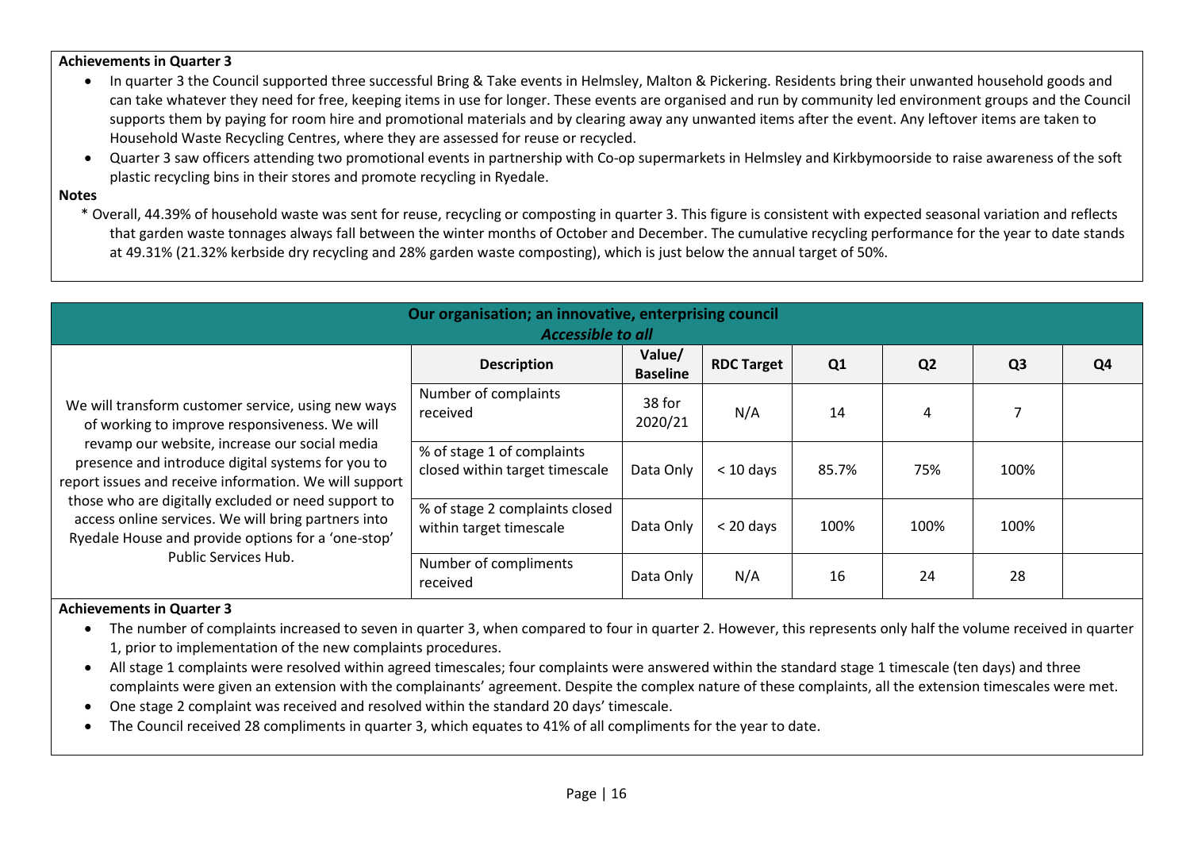**Achievements in Quarter 3**

- In quarter 3 the Council supported three successful Bring & Take events in Helmsley, Malton & Pickering. Residents bring their unwanted household goods and can take whatever they need for free, keeping items in use for longer. These events are organised and run by community led environment groups and the Council supports them by paying for room hire and promotional materials and by clearing away any unwanted items after the event. Any leftover items are taken to Household Waste Recycling Centres, where they are assessed for reuse or recycled.
- Quarter 3 saw officers attending two promotional events in partnership with Co-op supermarkets in Helmsley and Kirkbymoorside to raise awareness of the soft plastic recycling bins in their stores and promote recycling in Ryedale.

**Notes**

\* Overall, 44.39% of household waste was sent for reuse, recycling or composting in quarter 3. This figure is consistent with expected seasonal variation and reflects that garden waste tonnages always fall between the winter months of October and December. The cumulative recycling performance for the year to date stands at 49.31% (21.32% kerbside dry recycling and 28% garden waste composting), which is just below the annual target of 50%.

## Our organisation; an innovative, enterprising council

### *Accessible to all*

| | Description | Value/ Baseline | RDC Target | Q1 | Q2 | Q3 | Q4 |
|---|---|---|---|---|---|---|---|
| We will transform customer service, using new ways of working to improve responsiveness. We will revamp our website, increase our social media presence and introduce digital systems for you to report issues and receive information. We will support those who are digitally excluded or need support to access online services. We will bring partners into Ryedale House and provide options for a 'one-stop' Public Services Hub. | Number of complaints received | 38 for 2020/21 | N/A | 14 | 4 | 7 | |
| | % of stage 1 of complaints closed within target timescale | Data Only | < 10 days | 85.7% | 75% | 100% | |
| | % of stage 2 complaints closed within target timescale | Data Only | < 20 days | 100% | 100% | 100% | |
| | Number of compliments received | Data Only | N/A | 16 | 24 | 28 | |

**Achievements in Quarter 3**

- The number of complaints increased to seven in quarter 3, when compared to four in quarter 2. However, this represents only half the volume received in quarter 1, prior to implementation of the new complaints procedures.
- All stage 1 complaints were resolved within agreed timescales; four complaints were answered within the standard stage 1 timescale (ten days) and three complaints were given an extension with the complainants' agreement. Despite the complex nature of these complaints, all the extension timescales were met.
- One stage 2 complaint was received and resolved within the standard 20 days' timescale.
- The Council received 28 compliments in quarter 3, which equates to 41% of all compliments for the year to date.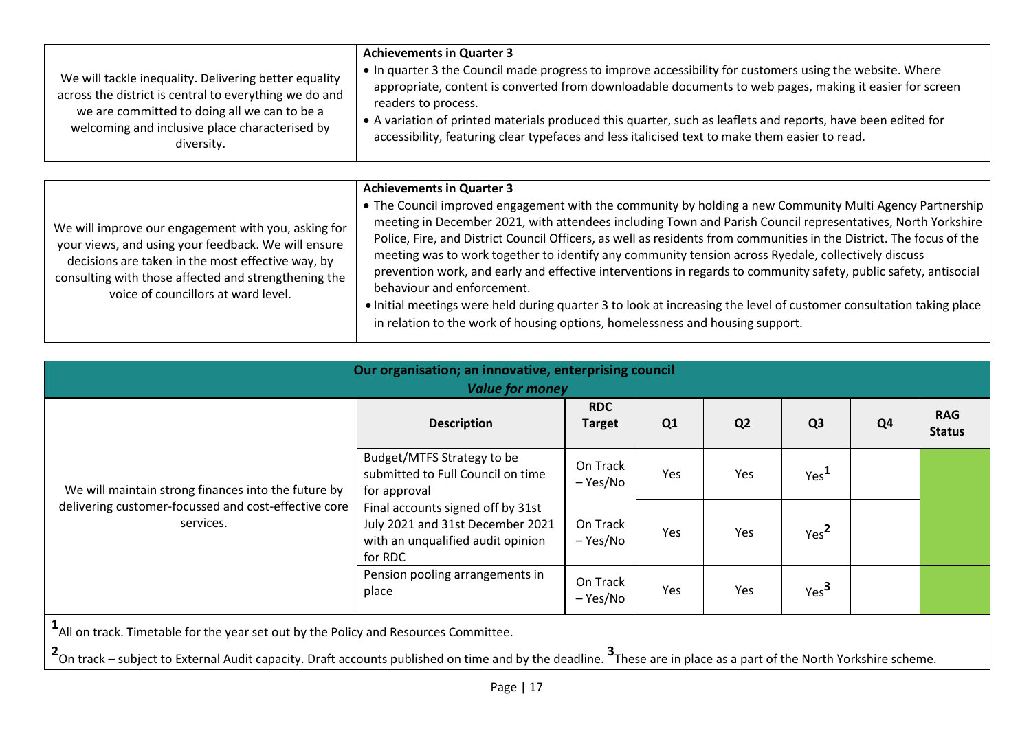| We will tackle inequality. Delivering better equality across the district is central to everything we do and we are committed to doing all we can to be a welcoming and inclusive place characterised by diversity. | **Achievements in Quarter 3**<br>• In quarter 3 the Council made progress to improve accessibility for customers using the website. Where appropriate, content is converted from downloadable documents to web pages, making it easier for screen readers to process.<br>• A variation of printed materials produced this quarter, such as leaflets and reports, have been edited for accessibility, featuring clear typefaces and less italicised text to make them easier to read. |
|---|---|

| We will improve our engagement with you, asking for your views, and using your feedback. We will ensure decisions are taken in the most effective way, by consulting with those affected and strengthening the voice of councillors at ward level. | **Achievements in Quarter 3**<br>• The Council improved engagement with the community by holding a new Community Multi Agency Partnership meeting in December 2021, with attendees including Town and Parish Council representatives, North Yorkshire Police, Fire, and District Council Officers, as well as residents from communities in the District. The focus of the meeting was to work together to identify any community tension across Ryedale, collectively discuss prevention work, and early and effective interventions in regards to community safety, public safety, antisocial behaviour and enforcement.<br>• Initial meetings were held during quarter 3 to look at increasing the level of customer consultation taking place in relation to the work of housing options, homelessness and housing support. |
|---|---|

**Our organisation; an innovative, enterprising council**
***Value for money***

| | Description | RDC Target | Q1 | Q2 | Q3 | Q4 | RAG Status |
|---|---|---|---|---|---|---|---|
| We will maintain strong finances into the future by delivering customer-focussed and cost-effective core services. | Budget/MTFS Strategy to be submitted to Full Council on time for approval | On Track – Yes/No | Yes | Yes | Yes[1] | | |
| | Final accounts signed off by 31st July 2021 and 31st December 2021 with an unqualified audit opinion for RDC | On Track – Yes/No | Yes | Yes | Yes[2] | | |
| | Pension pooling arrangements in place | On Track – Yes/No | Yes | Yes | Yes[3] | | |

[1] All on track. Timetable for the year set out by the Policy and Resources Committee.

[2] On track – subject to External Audit capacity. Draft accounts published on time and by the deadline. [3] These are in place as a part of the North Yorkshire scheme.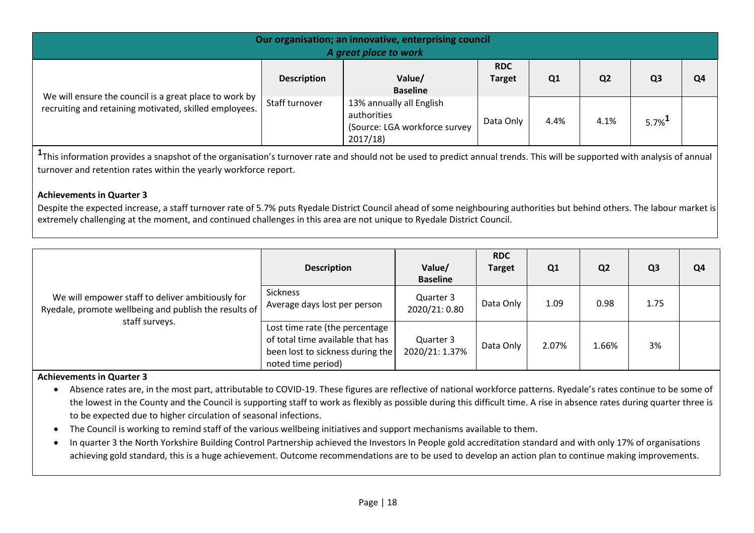## Our organisation; an innovative, enterprising council

### *A great place to work*

| | Description | Value/ Baseline | RDC Target | Q1 | Q2 | Q3 | Q4 |
|---|---|---|---|---|---|---|---|
| We will ensure the council is a great place to work by recruiting and retaining motivated, skilled employees. | Staff turnover | 13% annually all English authorities (Source: LGA workforce survey 2017/18) | Data Only | 4.4% | 4.1% | 5.7%[1] | |

[1]This information provides a snapshot of the organisation's turnover rate and should not be used to predict annual trends. This will be supported with analysis of annual turnover and retention rates within the yearly workforce report.

**Achievements in Quarter 3**

Despite the expected increase, a staff turnover rate of 5.7% puts Ryedale District Council ahead of some neighbouring authorities but behind others. The labour market is extremely challenging at the moment, and continued challenges in this area are not unique to Ryedale District Council.

| | Description | Value/ Baseline | RDC Target | Q1 | Q2 | Q3 | Q4 |
|---|---|---|---|---|---|---|---|
| We will empower staff to deliver ambitiously for Ryedale, promote wellbeing and publish the results of staff surveys. | Sickness Average days lost per person | Quarter 3 2020/21: 0.80 | Data Only | 1.09 | 0.98 | 1.75 | |
| | Lost time rate (the percentage of total time available that has been lost to sickness during the noted time period) | Quarter 3 2020/21: 1.37% | Data Only | 2.07% | 1.66% | 3% | |

**Achievements in Quarter 3**

- Absence rates are, in the most part, attributable to COVID-19. These figures are reflective of national workforce patterns. Ryedale's rates continue to be some of the lowest in the County and the Council is supporting staff to work as flexibly as possible during this difficult time. A rise in absence rates during quarter three is to be expected due to higher circulation of seasonal infections.
- The Council is working to remind staff of the various wellbeing initiatives and support mechanisms available to them.
- In quarter 3 the North Yorkshire Building Control Partnership achieved the Investors In People gold accreditation standard and with only 17% of organisations achieving gold standard, this is a huge achievement. Outcome recommendations are to be used to develop an action plan to continue making improvements.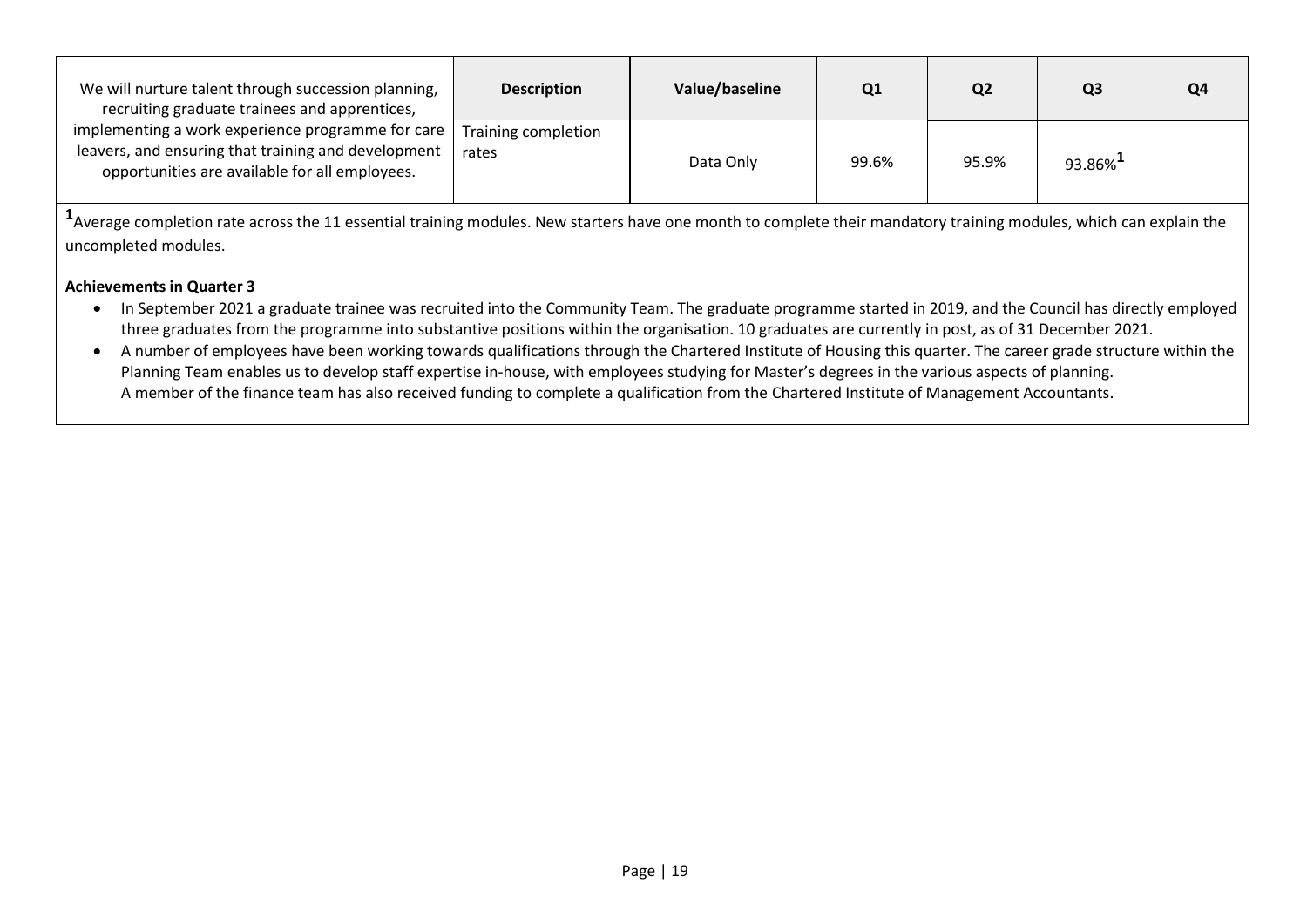| We will nurture talent through succession planning, recruiting graduate trainees and apprentices, implementing a work experience programme for care leavers, and ensuring that training and development opportunities are available for all employees. | Description | Value/baseline | Q1 | Q2 | Q3 | Q4 |
|---|---|---|---|---|---|---|
| | Training completion rates | Data Only | 99.6% | 95.9% | 93.86%[1] | |

[1]Average completion rate across the 11 essential training modules. New starters have one month to complete their mandatory training modules, which can explain the uncompleted modules.

**Achievements in Quarter 3**

- In September 2021 a graduate trainee was recruited into the Community Team. The graduate programme started in 2019, and the Council has directly employed three graduates from the programme into substantive positions within the organisation. 10 graduates are currently in post, as of 31 December 2021.
- A number of employees have been working towards qualifications through the Chartered Institute of Housing this quarter. The career grade structure within the Planning Team enables us to develop staff expertise in-house, with employees studying for Master's degrees in the various aspects of planning.
  A member of the finance team has also received funding to complete a qualification from the Chartered Institute of Management Accountants.